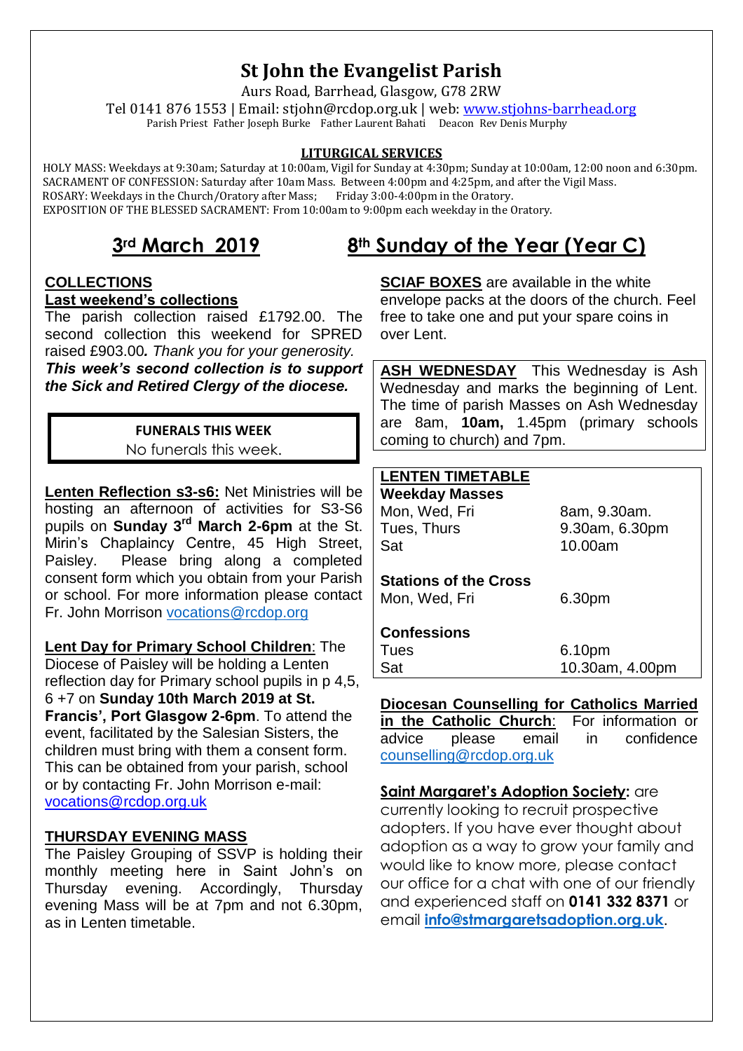# St John the Evangelist Parish

Aurs Road, Barrhead, Glasgow, G78 2RW

Tel 0141 876 1553 | Email: stjohn@rcdop.org.uk | web: www.stjohns-barrhead.org

Parish Priest Father Joseph Burke Father Laurent Bahati Deacon Rev Denis Murphy

**LITURGICAL SERVICES**

HOLY MASS: Weekdays at 9:30am; Saturday at 10:00am, Vigil for Sunday at 4:30pm; Sunday at 10:00am, 12:00 noon and 6:30pm.
SACRAMENT OF CONFESSION: Saturday after 10am Mass. Between 4:00pm and 4:25pm, and after the Vigil Mass.
ROSARY: Weekdays in the Church/Oratory after Mass; Friday 3:00-4:00pm in the Oratory.
EXPOSITION OF THE BLESSED SACRAMENT: From 10:00am to 9:00pm each weekday in the Oratory.

## 3rd March 2019 — 8th Sunday of the Year (Year C)

### COLLECTIONS

**Last weekend's collections**

The parish collection raised £1792.00. The second collection this weekend for SPRED raised £903.00*. Thank you for your generosity.*

***This week's second collection is to support the Sick and Retired Clergy of the diocese.***

**FUNERALS THIS WEEK**

No funerals this week.

**Lenten Reflection s3-s6:** Net Ministries will be hosting an afternoon of activities for S3-S6 pupils on **Sunday 3rd March 2-6pm** at the St. Mirin's Chaplaincy Centre, 45 High Street, Paisley. Please bring along a completed consent form which you obtain from your Parish or school. For more information please contact Fr. John Morrison vocations@rcdop.org

**Lent Day for Primary School Children**: The Diocese of Paisley will be holding a Lenten reflection day for Primary school pupils in p 4,5, 6 +7 on **Sunday 10th March 2019 at St. Francis', Port Glasgow 2-6pm**. To attend the event, facilitated by the Salesian Sisters, the children must bring with them a consent form. This can be obtained from your parish, school or by contacting Fr. John Morrison e-mail: vocations@rcdop.org.uk

### THURSDAY EVENING MASS

The Paisley Grouping of SSVP is holding their monthly meeting here in Saint John's on Thursday evening. Accordingly, Thursday evening Mass will be at 7pm and not 6.30pm, as in Lenten timetable.

**SCIAF BOXES** are available in the white envelope packs at the doors of the church. Feel free to take one and put your spare coins in over Lent.

**ASH WEDNESDAY** This Wednesday is Ash Wednesday and marks the beginning of Lent. The time of parish Masses on Ash Wednesday are 8am, **10am,** 1.45pm (primary schools coming to church) and 7pm.

### LENTEN TIMETABLE

**Weekday Masses**

| | |
|---|---|
| Mon, Wed, Fri | 8am, 9.30am. |
| Tues, Thurs | 9.30am, 6.30pm |
| Sat | 10.00am |

**Stations of the Cross**

| | |
|---|---|
| Mon, Wed, Fri | 6.30pm |

**Confessions**

| | |
|---|---|
| Tues | 6.10pm |
| Sat | 10.30am, 4.00pm |

**Diocesan Counselling for Catholics Married in the Catholic Church**: For information or advice please email in confidence counselling@rcdop.org.uk

**Saint Margaret's Adoption Society:** are currently looking to recruit prospective adopters. If you have ever thought about adoption as a way to grow your family and would like to know more, please contact our office for a chat with one of our friendly and experienced staff on **0141 332 8371** or email **info@stmargaretsadoption.org.uk**.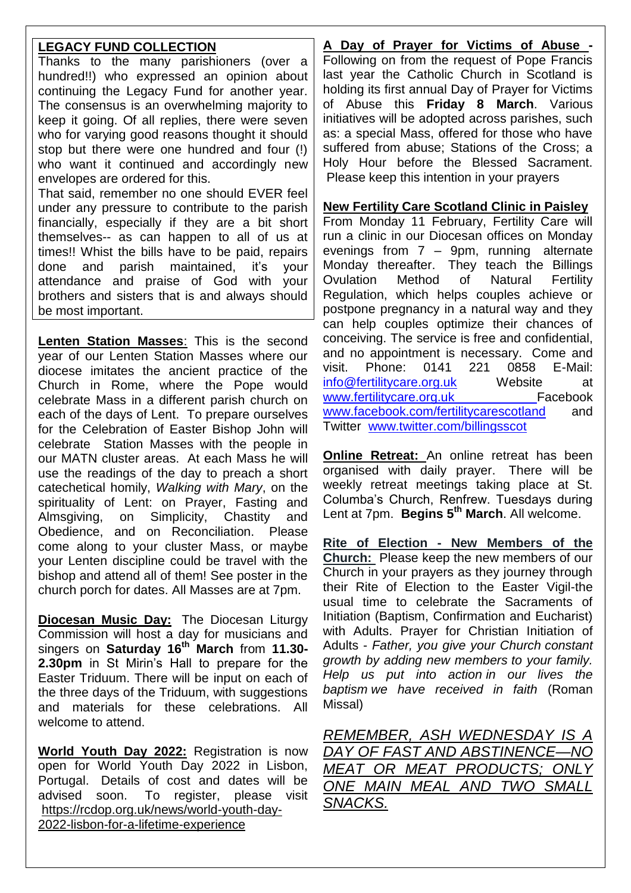**LEGACY FUND COLLECTION**

Thanks to the many parishioners (over a hundred!!) who expressed an opinion about continuing the Legacy Fund for another year. The consensus is an overwhelming majority to keep it going. Of all replies, there were seven who for varying good reasons thought it should stop but there were one hundred and four (!) who want it continued and accordingly new envelopes are ordered for this.

That said, remember no one should EVER feel under any pressure to contribute to the parish financially, especially if they are a bit short themselves-- as can happen to all of us at times!! Whist the bills have to be paid, repairs done and parish maintained, it's your attendance and praise of God with your brothers and sisters that is and always should be most important.

**Lenten Station Masses**: This is the second year of our Lenten Station Masses where our diocese imitates the ancient practice of the Church in Rome, where the Pope would celebrate Mass in a different parish church on each of the days of Lent. To prepare ourselves for the Celebration of Easter Bishop John will celebrate Station Masses with the people in our MATN cluster areas. At each Mass he will use the readings of the day to preach a short catechetical homily, *Walking with Mary*, on the spirituality of Lent: on Prayer, Fasting and Almsgiving, on Simplicity, Chastity and Obedience, and on Reconciliation. Please come along to your cluster Mass, or maybe your Lenten discipline could be travel with the bishop and attend all of them! See poster in the church porch for dates. All Masses are at 7pm.

**Diocesan Music Day:** The Diocesan Liturgy Commission will host a day for musicians and singers on **Saturday 16th March** from **11.30-2.30pm** in St Mirin's Hall to prepare for the Easter Triduum. There will be input on each of the three days of the Triduum, with suggestions and materials for these celebrations. All welcome to attend.

**World Youth Day 2022:** Registration is now open for World Youth Day 2022 in Lisbon, Portugal. Details of cost and dates will be advised soon. To register, please visit https://rcdop.org.uk/news/world-youth-day-2022-lisbon-for-a-lifetime-experience

**A Day of Prayer for Victims of Abuse -** Following on from the request of Pope Francis last year the Catholic Church in Scotland is holding its first annual Day of Prayer for Victims of Abuse this **Friday 8 March**. Various initiatives will be adopted across parishes, such as: a special Mass, offered for those who have suffered from abuse; Stations of the Cross; a Holy Hour before the Blessed Sacrament. Please keep this intention in your prayers

**New Fertility Care Scotland Clinic in Paisley**

From Monday 11 February, Fertility Care will run a clinic in our Diocesan offices on Monday evenings from 7 – 9pm, running alternate Monday thereafter. They teach the Billings Ovulation Method of Natural Fertility Regulation, which helps couples achieve or postpone pregnancy in a natural way and they can help couples optimize their chances of conceiving. The service is free and confidential, and no appointment is necessary. Come and visit. Phone: 0141 221 0858 E-Mail: info@fertilitycare.org.uk Website at www.fertilitycare.org.uk Facebook www.facebook.com/fertilitycarescotland and Twitter www.twitter.com/billingsscot

**Online Retreat:** An online retreat has been organised with daily prayer. There will be weekly retreat meetings taking place at St. Columba's Church, Renfrew. Tuesdays during Lent at 7pm. **Begins 5th March**. All welcome.

**Rite of Election - New Members of the Church:** Please keep the new members of our Church in your prayers as they journey through their Rite of Election to the Easter Vigil-the usual time to celebrate the Sacraments of Initiation (Baptism, Confirmation and Eucharist) with Adults. Prayer for Christian Initiation of Adults - *Father, you give your Church constant growth by adding new members to your family. Help us put into action in our lives the baptism we have received in faith* (Roman Missal)

*REMEMBER, ASH WEDNESDAY IS A DAY OF FAST AND ABSTINENCE—NO MEAT OR MEAT PRODUCTS; ONLY ONE MAIN MEAL AND TWO SMALL SNACKS.*